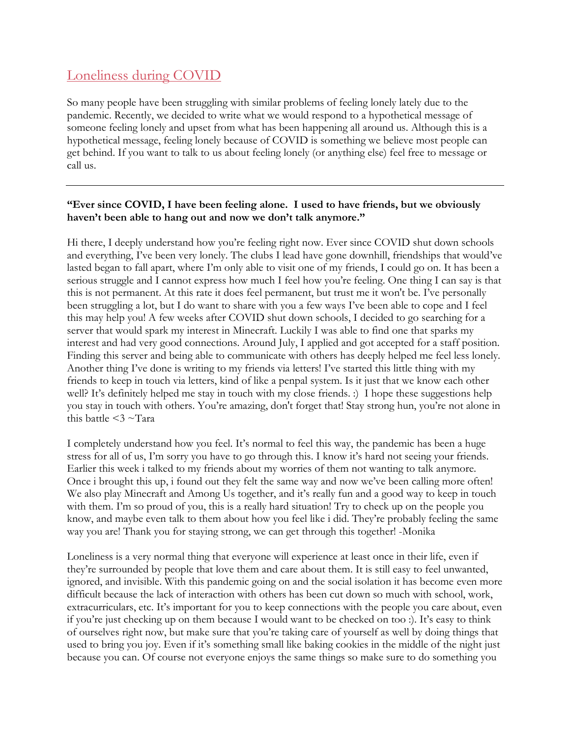# Loneliness during COVID

So many people have been struggling with similar problems of feeling lonely lately due to the pandemic. Recently, we decided to write what we would respond to a hypothetical message of someone feeling lonely and upset from what has been happening all around us. Although this is a hypothetical message, feeling lonely because of COVID is something we believe most people can get behind. If you want to talk to us about feeling lonely (or anything else) feel free to message or call us.

---

**"Ever since COVID, I have been feeling alone. I used to have friends, but we obviously haven't been able to hang out and now we don't talk anymore."**

Hi there, I deeply understand how you're feeling right now. Ever since COVID shut down schools and everything, I've been very lonely. The clubs I lead have gone downhill, friendships that would've lasted began to fall apart, where I'm only able to visit one of my friends, I could go on. It has been a serious struggle and I cannot express how much I feel how you're feeling. One thing I can say is that this is not permanent. At this rate it does feel permanent, but trust me it won't be. I've personally been struggling a lot, but I do want to share with you a few ways I've been able to cope and I feel this may help you! A few weeks after COVID shut down schools, I decided to go searching for a server that would spark my interest in Minecraft. Luckily I was able to find one that sparks my interest and had very good connections. Around July, I applied and got accepted for a staff position. Finding this server and being able to communicate with others has deeply helped me feel less lonely. Another thing I've done is writing to my friends via letters! I've started this little thing with my friends to keep in touch via letters, kind of like a penpal system. Is it just that we know each other well? It's definitely helped me stay in touch with my close friends. :) I hope these suggestions help you stay in touch with others. You're amazing, don't forget that! Stay strong hun, you're not alone in this battle <3 ~Tara

I completely understand how you feel. It's normal to feel this way, the pandemic has been a huge stress for all of us, I'm sorry you have to go through this. I know it's hard not seeing your friends. Earlier this week i talked to my friends about my worries of them not wanting to talk anymore. Once i brought this up, i found out they felt the same way and now we've been calling more often! We also play Minecraft and Among Us together, and it's really fun and a good way to keep in touch with them. I'm so proud of you, this is a really hard situation! Try to check up on the people you know, and maybe even talk to them about how you feel like i did. They're probably feeling the same way you are! Thank you for staying strong, we can get through this together! -Monika

Loneliness is a very normal thing that everyone will experience at least once in their life, even if they're surrounded by people that love them and care about them. It is still easy to feel unwanted, ignored, and invisible. With this pandemic going on and the social isolation it has become even more difficult because the lack of interaction with others has been cut down so much with school, work, extracurriculars, etc. It's important for you to keep connections with the people you care about, even if you're just checking up on them because I would want to be checked on too :). It's easy to think of ourselves right now, but make sure that you're taking care of yourself as well by doing things that used to bring you joy. Even if it's something small like baking cookies in the middle of the night just because you can. Of course not everyone enjoys the same things so make sure to do something you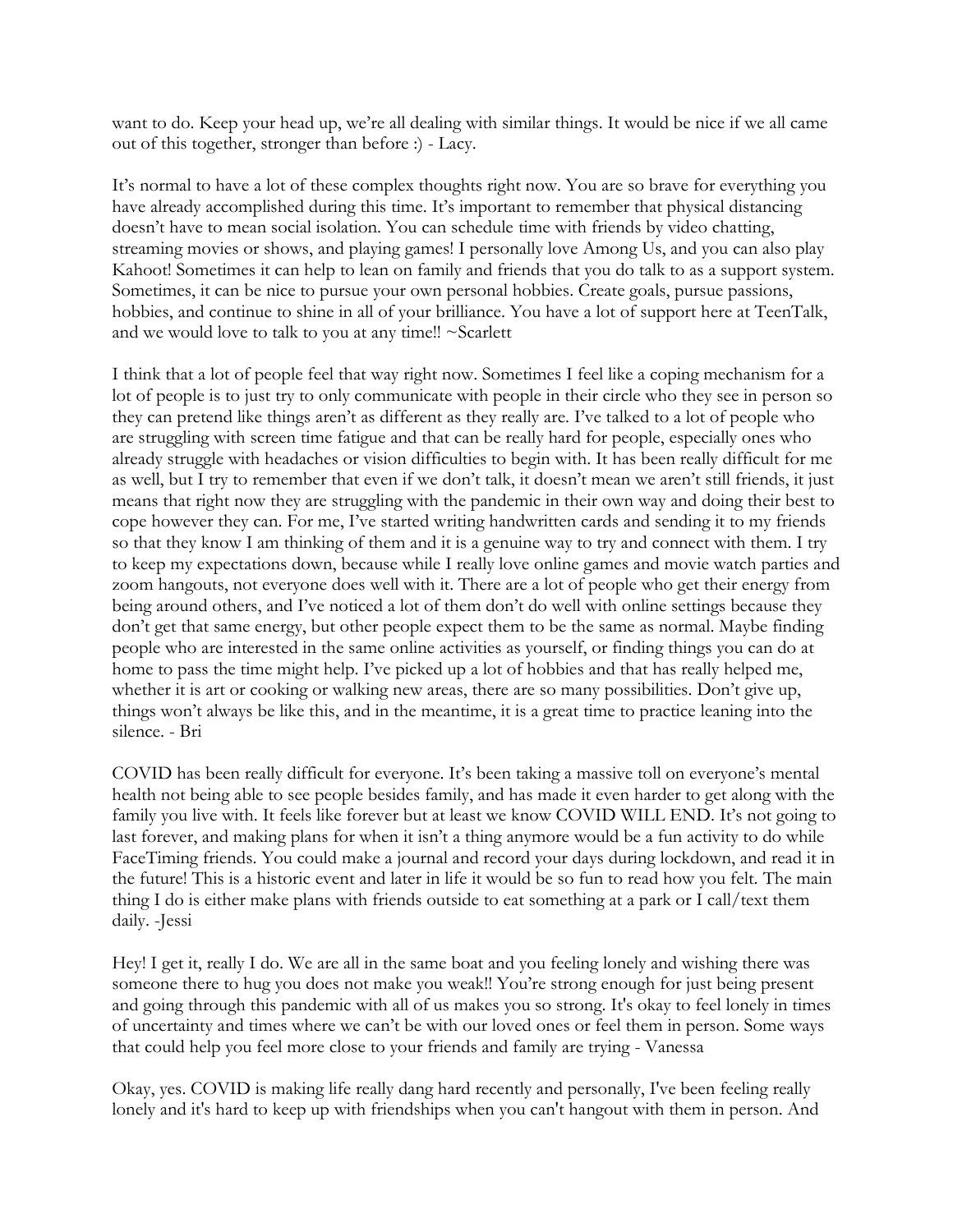want to do. Keep your head up, we're all dealing with similar things. It would be nice if we all came out of this together, stronger than before :) - Lacy.

It's normal to have a lot of these complex thoughts right now. You are so brave for everything you have already accomplished during this time. It's important to remember that physical distancing doesn't have to mean social isolation. You can schedule time with friends by video chatting, streaming movies or shows, and playing games! I personally love Among Us, and you can also play Kahoot! Sometimes it can help to lean on family and friends that you do talk to as a support system. Sometimes, it can be nice to pursue your own personal hobbies. Create goals, pursue passions, hobbies, and continue to shine in all of your brilliance. You have a lot of support here at TeenTalk, and we would love to talk to you at any time!! ~Scarlett

I think that a lot of people feel that way right now. Sometimes I feel like a coping mechanism for a lot of people is to just try to only communicate with people in their circle who they see in person so they can pretend like things aren't as different as they really are. I've talked to a lot of people who are struggling with screen time fatigue and that can be really hard for people, especially ones who already struggle with headaches or vision difficulties to begin with. It has been really difficult for me as well, but I try to remember that even if we don't talk, it doesn't mean we aren't still friends, it just means that right now they are struggling with the pandemic in their own way and doing their best to cope however they can. For me, I've started writing handwritten cards and sending it to my friends so that they know I am thinking of them and it is a genuine way to try and connect with them. I try to keep my expectations down, because while I really love online games and movie watch parties and zoom hangouts, not everyone does well with it. There are a lot of people who get their energy from being around others, and I've noticed a lot of them don't do well with online settings because they don't get that same energy, but other people expect them to be the same as normal. Maybe finding people who are interested in the same online activities as yourself, or finding things you can do at home to pass the time might help. I've picked up a lot of hobbies and that has really helped me, whether it is art or cooking or walking new areas, there are so many possibilities. Don't give up, things won't always be like this, and in the meantime, it is a great time to practice leaning into the silence. - Bri

COVID has been really difficult for everyone. It's been taking a massive toll on everyone's mental health not being able to see people besides family, and has made it even harder to get along with the family you live with. It feels like forever but at least we know COVID WILL END. It's not going to last forever, and making plans for when it isn't a thing anymore would be a fun activity to do while FaceTiming friends. You could make a journal and record your days during lockdown, and read it in the future! This is a historic event and later in life it would be so fun to read how you felt. The main thing I do is either make plans with friends outside to eat something at a park or I call/text them daily. -Jessi

Hey! I get it, really I do. We are all in the same boat and you feeling lonely and wishing there was someone there to hug you does not make you weak!! You're strong enough for just being present and going through this pandemic with all of us makes you so strong. It's okay to feel lonely in times of uncertainty and times where we can't be with our loved ones or feel them in person. Some ways that could help you feel more close to your friends and family are trying - Vanessa

Okay, yes. COVID is making life really dang hard recently and personally, I've been feeling really lonely and it's hard to keep up with friendships when you can't hangout with them in person. And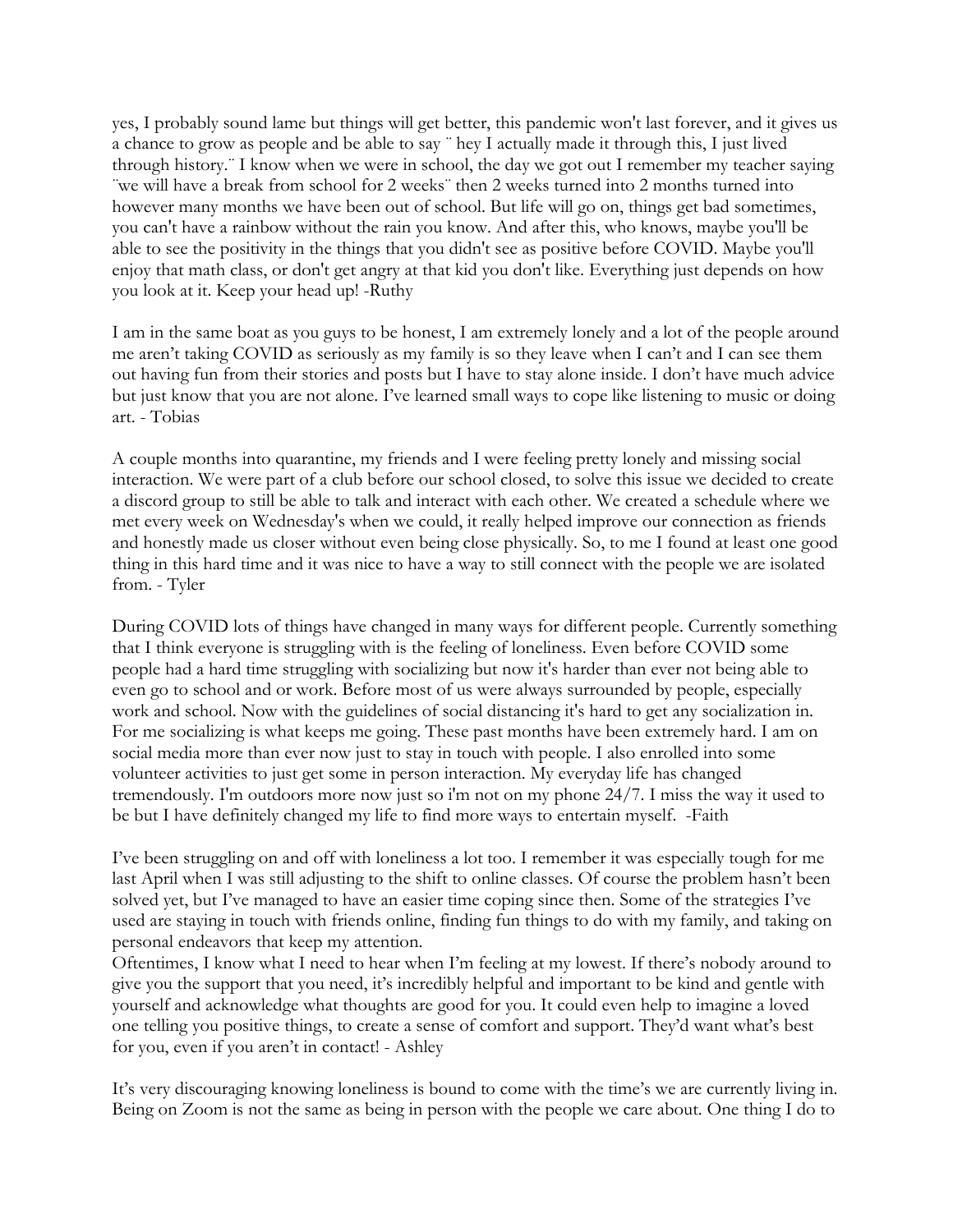yes, I probably sound lame but things will get better, this pandemic won't last forever, and it gives us a chance to grow as people and be able to say ¨ hey I actually made it through this, I just lived through history.¨ I know when we were in school, the day we got out I remember my teacher saying ¨we will have a break from school for 2 weeks¨ then 2 weeks turned into 2 months turned into however many months we have been out of school. But life will go on, things get bad sometimes, you can't have a rainbow without the rain you know. And after this, who knows, maybe you'll be able to see the positivity in the things that you didn't see as positive before COVID. Maybe you'll enjoy that math class, or don't get angry at that kid you don't like. Everything just depends on how you look at it. Keep your head up! -Ruthy

I am in the same boat as you guys to be honest, I am extremely lonely and a lot of the people around me aren't taking COVID as seriously as my family is so they leave when I can't and I can see them out having fun from their stories and posts but I have to stay alone inside. I don't have much advice but just know that you are not alone. I've learned small ways to cope like listening to music or doing art. - Tobias

A couple months into quarantine, my friends and I were feeling pretty lonely and missing social interaction. We were part of a club before our school closed, to solve this issue we decided to create a discord group to still be able to talk and interact with each other. We created a schedule where we met every week on Wednesday's when we could, it really helped improve our connection as friends and honestly made us closer without even being close physically. So, to me I found at least one good thing in this hard time and it was nice to have a way to still connect with the people we are isolated from. - Tyler

During COVID lots of things have changed in many ways for different people. Currently something that I think everyone is struggling with is the feeling of loneliness. Even before COVID some people had a hard time struggling with socializing but now it's harder than ever not being able to even go to school and or work. Before most of us were always surrounded by people, especially work and school. Now with the guidelines of social distancing it's hard to get any socialization in. For me socializing is what keeps me going. These past months have been extremely hard. I am on social media more than ever now just to stay in touch with people. I also enrolled into some volunteer activities to just get some in person interaction. My everyday life has changed tremendously. I'm outdoors more now just so i'm not on my phone 24/7. I miss the way it used to be but I have definitely changed my life to find more ways to entertain myself. -Faith

I've been struggling on and off with loneliness a lot too. I remember it was especially tough for me last April when I was still adjusting to the shift to online classes. Of course the problem hasn't been solved yet, but I've managed to have an easier time coping since then. Some of the strategies I've used are staying in touch with friends online, finding fun things to do with my family, and taking on personal endeavors that keep my attention.
Oftentimes, I know what I need to hear when I'm feeling at my lowest. If there's nobody around to give you the support that you need, it's incredibly helpful and important to be kind and gentle with yourself and acknowledge what thoughts are good for you. It could even help to imagine a loved one telling you positive things, to create a sense of comfort and support. They'd want what's best for you, even if you aren't in contact! - Ashley

It's very discouraging knowing loneliness is bound to come with the time's we are currently living in. Being on Zoom is not the same as being in person with the people we care about. One thing I do to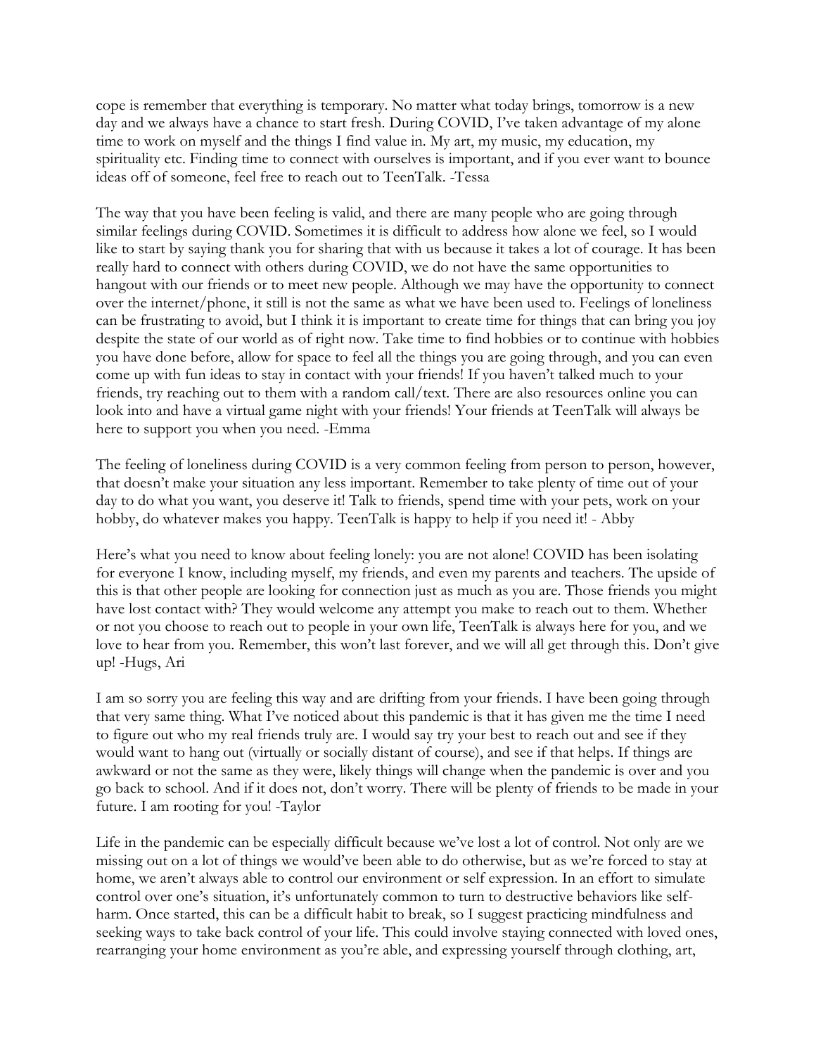cope is remember that everything is temporary. No matter what today brings, tomorrow is a new day and we always have a chance to start fresh. During COVID, I've taken advantage of my alone time to work on myself and the things I find value in. My art, my music, my education, my spirituality etc. Finding time to connect with ourselves is important, and if you ever want to bounce ideas off of someone, feel free to reach out to TeenTalk. -Tessa

The way that you have been feeling is valid, and there are many people who are going through similar feelings during COVID. Sometimes it is difficult to address how alone we feel, so I would like to start by saying thank you for sharing that with us because it takes a lot of courage. It has been really hard to connect with others during COVID, we do not have the same opportunities to hangout with our friends or to meet new people. Although we may have the opportunity to connect over the internet/phone, it still is not the same as what we have been used to. Feelings of loneliness can be frustrating to avoid, but I think it is important to create time for things that can bring you joy despite the state of our world as of right now. Take time to find hobbies or to continue with hobbies you have done before, allow for space to feel all the things you are going through, and you can even come up with fun ideas to stay in contact with your friends! If you haven't talked much to your friends, try reaching out to them with a random call/text. There are also resources online you can look into and have a virtual game night with your friends! Your friends at TeenTalk will always be here to support you when you need. -Emma

The feeling of loneliness during COVID is a very common feeling from person to person, however, that doesn't make your situation any less important. Remember to take plenty of time out of your day to do what you want, you deserve it! Talk to friends, spend time with your pets, work on your hobby, do whatever makes you happy. TeenTalk is happy to help if you need it! - Abby

Here's what you need to know about feeling lonely: you are not alone! COVID has been isolating for everyone I know, including myself, my friends, and even my parents and teachers. The upside of this is that other people are looking for connection just as much as you are. Those friends you might have lost contact with? They would welcome any attempt you make to reach out to them. Whether or not you choose to reach out to people in your own life, TeenTalk is always here for you, and we love to hear from you. Remember, this won't last forever, and we will all get through this. Don't give up! -Hugs, Ari

I am so sorry you are feeling this way and are drifting from your friends. I have been going through that very same thing. What I've noticed about this pandemic is that it has given me the time I need to figure out who my real friends truly are. I would say try your best to reach out and see if they would want to hang out (virtually or socially distant of course), and see if that helps. If things are awkward or not the same as they were, likely things will change when the pandemic is over and you go back to school. And if it does not, don't worry. There will be plenty of friends to be made in your future. I am rooting for you! -Taylor

Life in the pandemic can be especially difficult because we've lost a lot of control. Not only are we missing out on a lot of things we would've been able to do otherwise, but as we're forced to stay at home, we aren't always able to control our environment or self expression. In an effort to simulate control over one's situation, it's unfortunately common to turn to destructive behaviors like self-harm. Once started, this can be a difficult habit to break, so I suggest practicing mindfulness and seeking ways to take back control of your life. This could involve staying connected with loved ones, rearranging your home environment as you're able, and expressing yourself through clothing, art,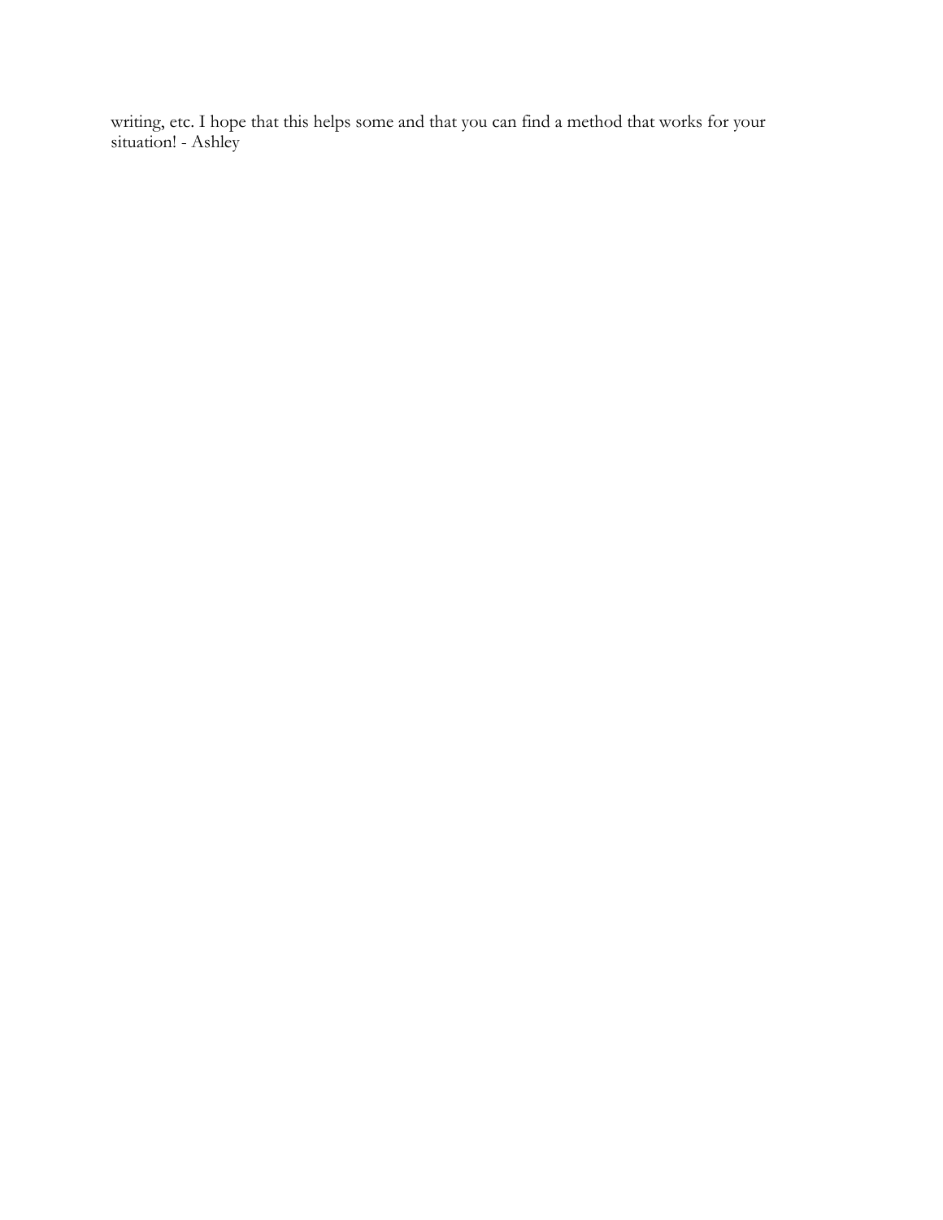writing, etc. I hope that this helps some and that you can find a method that works for your situation! - Ashley